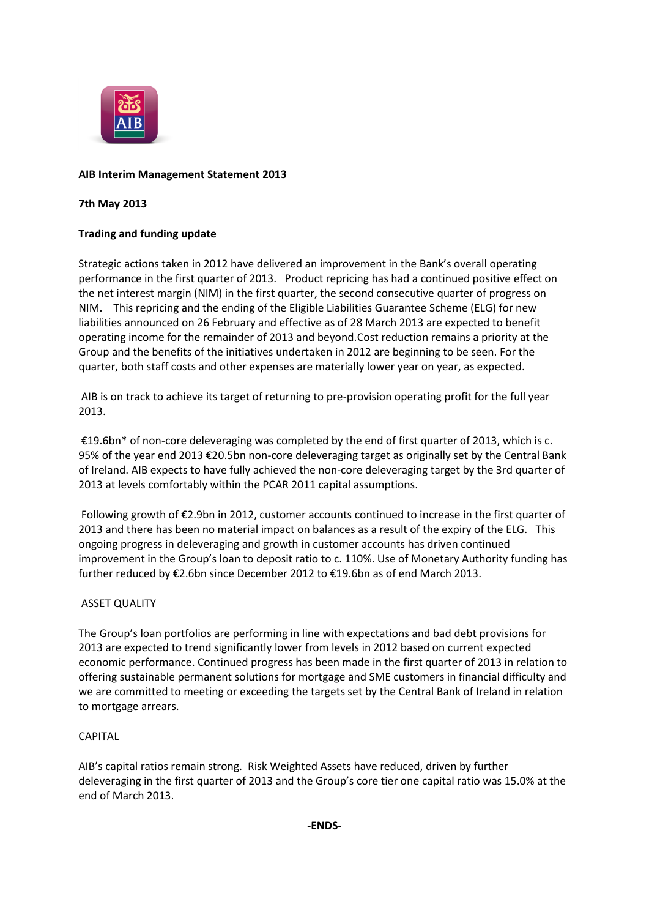**AIB Interim Management Statement 2013**

**7th May 2013**

**Trading and funding update**

Strategic actions taken in 2012 have delivered an improvement in the Bank's overall operating performance in the first quarter of 2013. Product repricing has had a continued positive effect on the net interest margin (NIM) in the first quarter, the second consecutive quarter of progress on NIM. This repricing and the ending of the Eligible Liabilities Guarantee Scheme (ELG) for new liabilities announced on 26 February and effective as of 28 March 2013 are expected to benefit operating income for the remainder of 2013 and beyond.Cost reduction remains a priority at the Group and the benefits of the initiatives undertaken in 2012 are beginning to be seen. For the quarter, both staff costs and other expenses are materially lower year on year, as expected.

AIB is on track to achieve its target of returning to pre-provision operating profit for the full year 2013.

€19.6bn* of non-core deleveraging was completed by the end of first quarter of 2013, which is c. 95% of the year end 2013 €20.5bn non-core deleveraging target as originally set by the Central Bank of Ireland. AIB expects to have fully achieved the non-core deleveraging target by the 3rd quarter of 2013 at levels comfortably within the PCAR 2011 capital assumptions.

Following growth of €2.9bn in 2012, customer accounts continued to increase in the first quarter of 2013 and there has been no material impact on balances as a result of the expiry of the ELG. This ongoing progress in deleveraging and growth in customer accounts has driven continued improvement in the Group's loan to deposit ratio to c. 110%. Use of Monetary Authority funding has further reduced by €2.6bn since December 2012 to €19.6bn as of end March 2013.

ASSET QUALITY

The Group's loan portfolios are performing in line with expectations and bad debt provisions for 2013 are expected to trend significantly lower from levels in 2012 based on current expected economic performance. Continued progress has been made in the first quarter of 2013 in relation to offering sustainable permanent solutions for mortgage and SME customers in financial difficulty and we are committed to meeting or exceeding the targets set by the Central Bank of Ireland in relation to mortgage arrears.

CAPITAL

AIB's capital ratios remain strong. Risk Weighted Assets have reduced, driven by further deleveraging in the first quarter of 2013 and the Group's core tier one capital ratio was 15.0% at the end of March 2013.

**-ENDS-**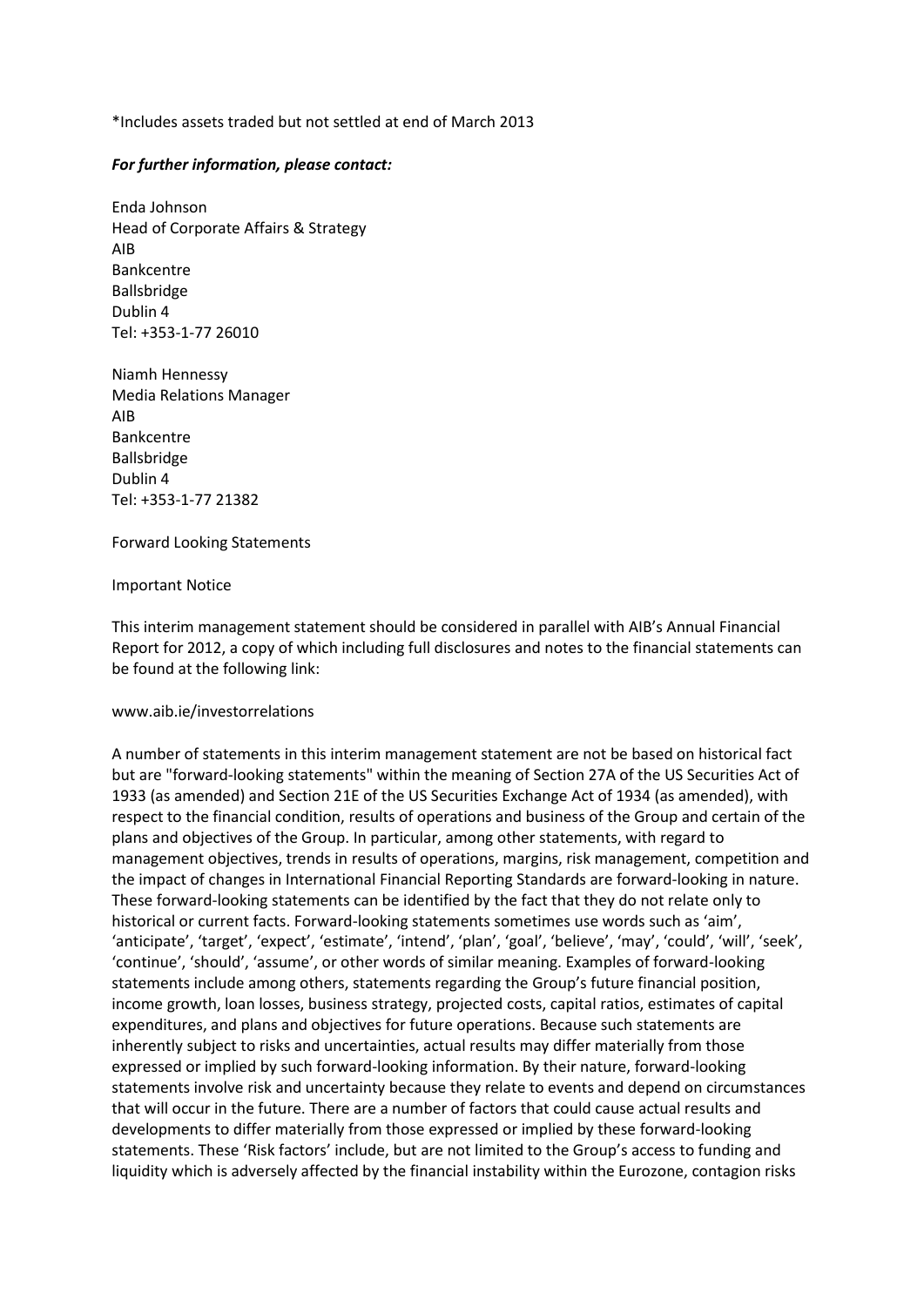*Includes assets traded but not settled at end of March 2013

***For further information, please contact:***

Enda Johnson
Head of Corporate Affairs & Strategy
AIB
Bankcentre
Ballsbridge
Dublin 4
Tel: +353-1-77 26010

Niamh Hennessy
Media Relations Manager
AIB
Bankcentre
Ballsbridge
Dublin 4
Tel: +353-1-77 21382

Forward Looking Statements

Important Notice

This interim management statement should be considered in parallel with AIB's Annual Financial Report for 2012, a copy of which including full disclosures and notes to the financial statements can be found at the following link:

www.aib.ie/investorrelations

A number of statements in this interim management statement are not be based on historical fact but are "forward-looking statements" within the meaning of Section 27A of the US Securities Act of 1933 (as amended) and Section 21E of the US Securities Exchange Act of 1934 (as amended), with respect to the financial condition, results of operations and business of the Group and certain of the plans and objectives of the Group. In particular, among other statements, with regard to management objectives, trends in results of operations, margins, risk management, competition and the impact of changes in International Financial Reporting Standards are forward-looking in nature. These forward-looking statements can be identified by the fact that they do not relate only to historical or current facts. Forward-looking statements sometimes use words such as 'aim', 'anticipate', 'target', 'expect', 'estimate', 'intend', 'plan', 'goal', 'believe', 'may', 'could', 'will', 'seek', 'continue', 'should', 'assume', or other words of similar meaning. Examples of forward-looking statements include among others, statements regarding the Group's future financial position, income growth, loan losses, business strategy, projected costs, capital ratios, estimates of capital expenditures, and plans and objectives for future operations. Because such statements are inherently subject to risks and uncertainties, actual results may differ materially from those expressed or implied by such forward-looking information. By their nature, forward-looking statements involve risk and uncertainty because they relate to events and depend on circumstances that will occur in the future. There are a number of factors that could cause actual results and developments to differ materially from those expressed or implied by these forward-looking statements. These 'Risk factors' include, but are not limited to the Group's access to funding and liquidity which is adversely affected by the financial instability within the Eurozone, contagion risks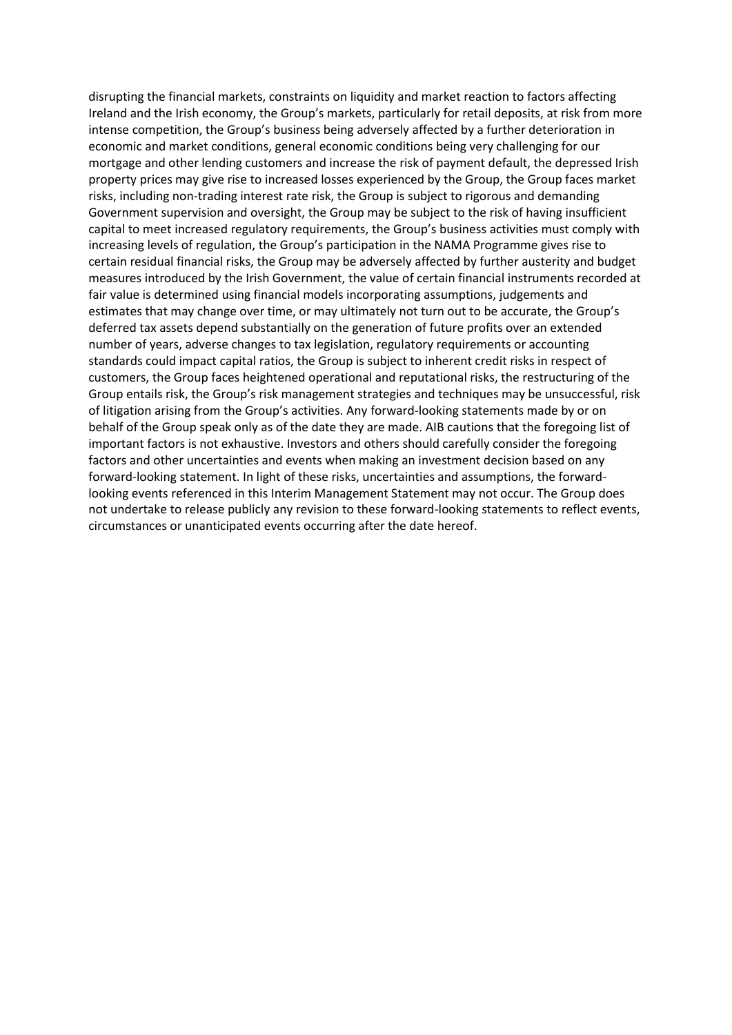disrupting the financial markets, constraints on liquidity and market reaction to factors affecting Ireland and the Irish economy, the Group's markets, particularly for retail deposits, at risk from more intense competition, the Group's business being adversely affected by a further deterioration in economic and market conditions, general economic conditions being very challenging for our mortgage and other lending customers and increase the risk of payment default, the depressed Irish property prices may give rise to increased losses experienced by the Group, the Group faces market risks, including non-trading interest rate risk, the Group is subject to rigorous and demanding Government supervision and oversight, the Group may be subject to the risk of having insufficient capital to meet increased regulatory requirements, the Group's business activities must comply with increasing levels of regulation, the Group's participation in the NAMA Programme gives rise to certain residual financial risks, the Group may be adversely affected by further austerity and budget measures introduced by the Irish Government, the value of certain financial instruments recorded at fair value is determined using financial models incorporating assumptions, judgements and estimates that may change over time, or may ultimately not turn out to be accurate, the Group's deferred tax assets depend substantially on the generation of future profits over an extended number of years, adverse changes to tax legislation, regulatory requirements or accounting standards could impact capital ratios, the Group is subject to inherent credit risks in respect of customers, the Group faces heightened operational and reputational risks, the restructuring of the Group entails risk, the Group's risk management strategies and techniques may be unsuccessful, risk of litigation arising from the Group's activities. Any forward-looking statements made by or on behalf of the Group speak only as of the date they are made. AIB cautions that the foregoing list of important factors is not exhaustive. Investors and others should carefully consider the foregoing factors and other uncertainties and events when making an investment decision based on any forward-looking statement. In light of these risks, uncertainties and assumptions, the forward-looking events referenced in this Interim Management Statement may not occur. The Group does not undertake to release publicly any revision to these forward-looking statements to reflect events, circumstances or unanticipated events occurring after the date hereof.